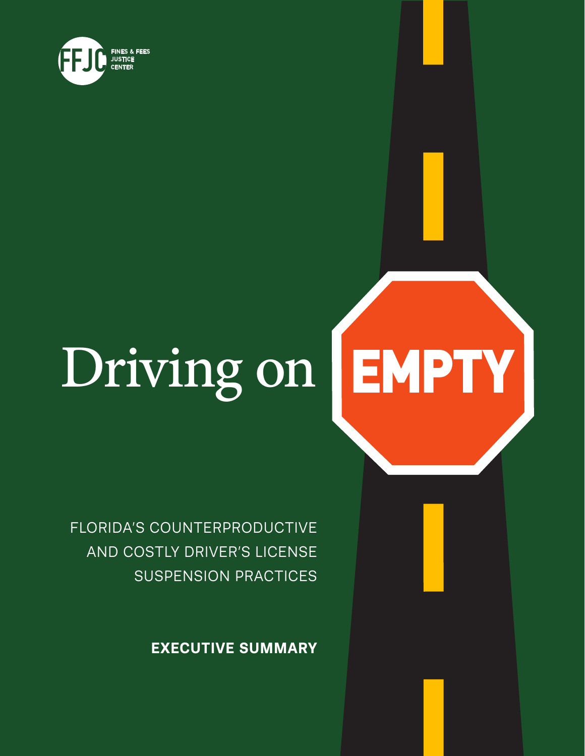FINES & FEES JUSTICE CENTER

# Driving on EMPTY

FLORIDA'S COUNTERPRODUCTIVE AND COSTLY DRIVER'S LICENSE SUSPENSION PRACTICES

**EXECUTIVE SUMMARY**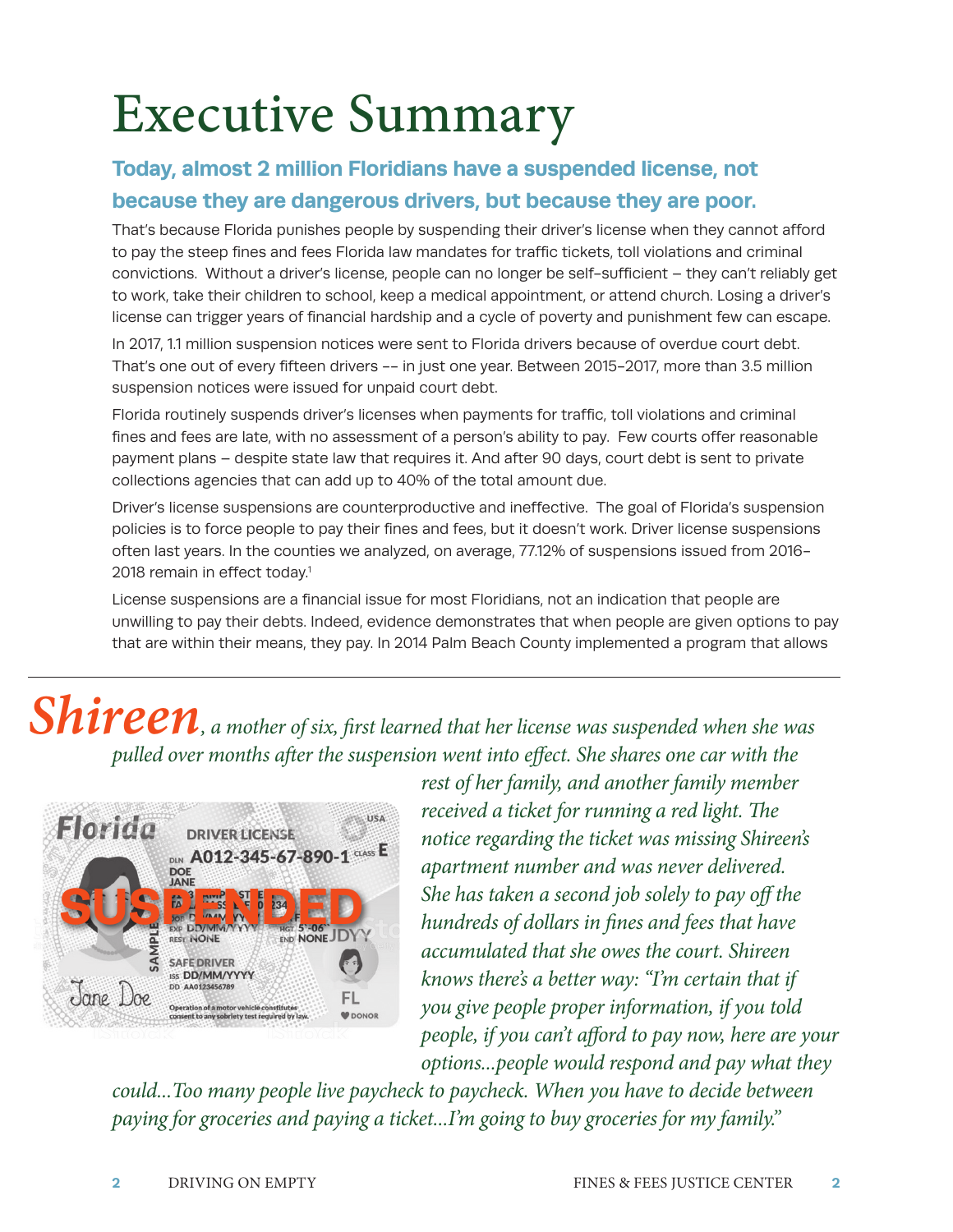# Executive Summary

## Today, almost 2 million Floridians have a suspended license, not because they are dangerous drivers, but because they are poor.

That's because Florida punishes people by suspending their driver's license when they cannot afford to pay the steep fines and fees Florida law mandates for traffic tickets, toll violations and criminal convictions. Without a driver's license, people can no longer be self-sufficient – they can't reliably get to work, take their children to school, keep a medical appointment, or attend church. Losing a driver's license can trigger years of financial hardship and a cycle of poverty and punishment few can escape.

In 2017, 1.1 million suspension notices were sent to Florida drivers because of overdue court debt. That's one out of every fifteen drivers -- in just one year. Between 2015–2017, more than 3.5 million suspension notices were issued for unpaid court debt.

Florida routinely suspends driver's licenses when payments for traffic, toll violations and criminal fines and fees are late, with no assessment of a person's ability to pay. Few courts offer reasonable payment plans – despite state law that requires it. And after 90 days, court debt is sent to private collections agencies that can add up to 40% of the total amount due.

Driver's license suspensions are counterproductive and ineffective. The goal of Florida's suspension policies is to force people to pay their fines and fees, but it doesn't work. Driver license suspensions often last years. In the counties we analyzed, on average, 77.12% of suspensions issued from 2016–2018 remain in effect today.[1]

License suspensions are a financial issue for most Floridians, not an indication that people are unwilling to pay their debts. Indeed, evidence demonstrates that when people are given options to pay that are within their means, they pay. In 2014 Palm Beach County implemented a program that allows

---

***Shireen**, a mother of six, first learned that her license was suspended when she was pulled over months after the suspension went into effect. She shares one car with the rest of her family, and another family member received a ticket for running a red light. The notice regarding the ticket was missing Shireen's apartment number and was never delivered. She has taken a second job solely to pay off the hundreds of dollars in fines and fees that have accumulated that she owes the court. Shireen knows there's a better way: "I'm certain that if you give people proper information, if you told people, if you can't afford to pay now, here are your options...people would respond and pay what they could...Too many people live paycheck to paycheck. When you have to decide between paying for groceries and paying a ticket...I'm going to buy groceries for my family."*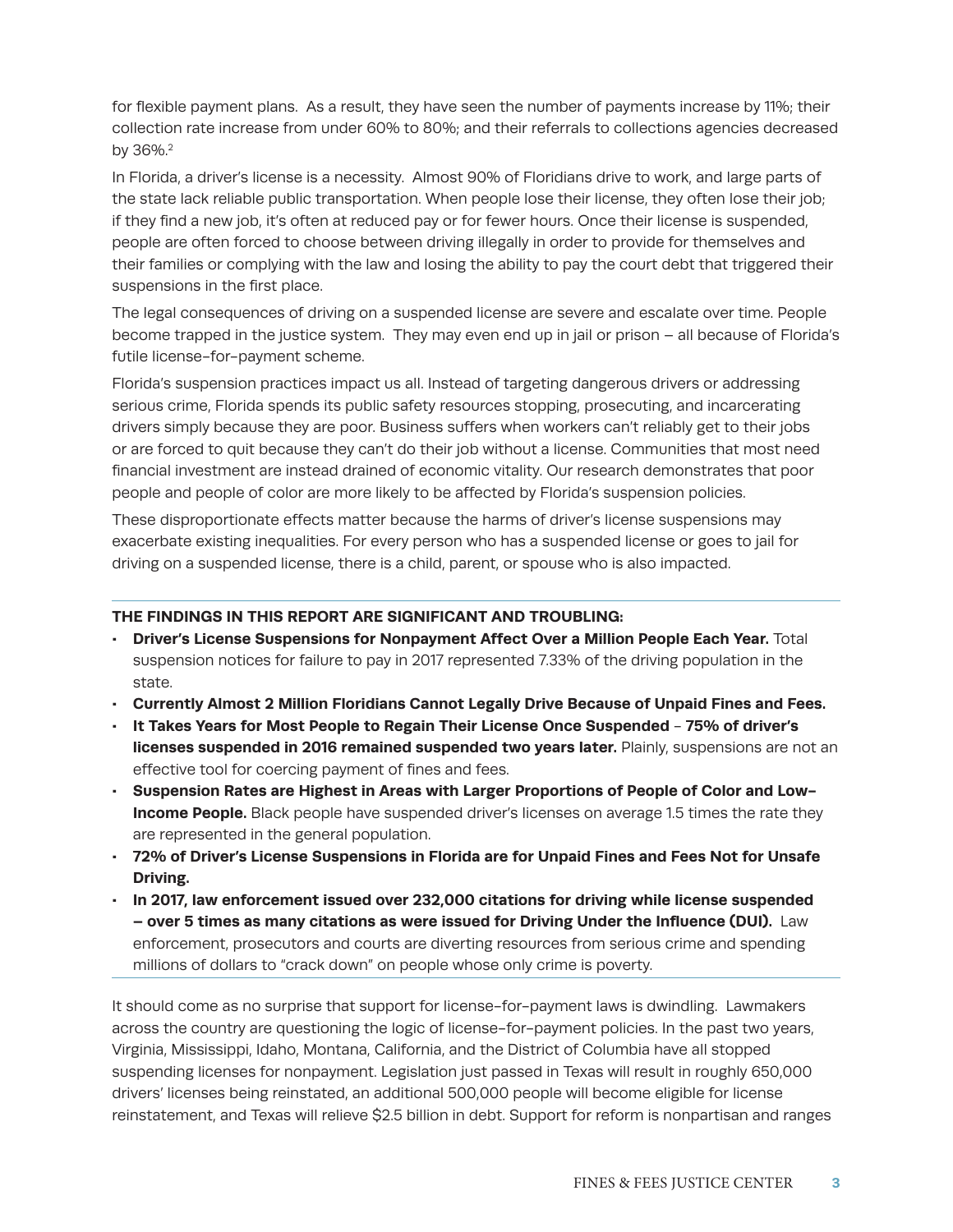for flexible payment plans. As a result, they have seen the number of payments increase by 11%; their collection rate increase from under 60% to 80%; and their referrals to collections agencies decreased by 36%.[2]

In Florida, a driver's license is a necessity. Almost 90% of Floridians drive to work, and large parts of the state lack reliable public transportation. When people lose their license, they often lose their job; if they find a new job, it's often at reduced pay or for fewer hours. Once their license is suspended, people are often forced to choose between driving illegally in order to provide for themselves and their families or complying with the law and losing the ability to pay the court debt that triggered their suspensions in the first place.

The legal consequences of driving on a suspended license are severe and escalate over time. People become trapped in the justice system. They may even end up in jail or prison – all because of Florida's futile license-for-payment scheme.

Florida's suspension practices impact us all. Instead of targeting dangerous drivers or addressing serious crime, Florida spends its public safety resources stopping, prosecuting, and incarcerating drivers simply because they are poor. Business suffers when workers can't reliably get to their jobs or are forced to quit because they can't do their job without a license. Communities that most need financial investment are instead drained of economic vitality. Our research demonstrates that poor people and people of color are more likely to be affected by Florida's suspension policies.

These disproportionate effects matter because the harms of driver's license suspensions may exacerbate existing inequalities. For every person who has a suspended license or goes to jail for driving on a suspended license, there is a child, parent, or spouse who is also impacted.

**THE FINDINGS IN THIS REPORT ARE SIGNIFICANT AND TROUBLING:**

- **Driver's License Suspensions for Nonpayment Affect Over a Million People Each Year.** Total suspension notices for failure to pay in 2017 represented 7.33% of the driving population in the state.
- **Currently Almost 2 Million Floridians Cannot Legally Drive Because of Unpaid Fines and Fees.**
- **It Takes Years for Most People to Regain Their License Once Suspended** – **75% of driver's licenses suspended in 2016 remained suspended two years later.** Plainly, suspensions are not an effective tool for coercing payment of fines and fees.
- **Suspension Rates are Highest in Areas with Larger Proportions of People of Color and Low-Income People.** Black people have suspended driver's licenses on average 1.5 times the rate they are represented in the general population.
- **72% of Driver's License Suspensions in Florida are for Unpaid Fines and Fees Not for Unsafe Driving.**
- **In 2017, law enforcement issued over 232,000 citations for driving while license suspended – over 5 times as many citations as were issued for Driving Under the Influence (DUI).** Law enforcement, prosecutors and courts are diverting resources from serious crime and spending millions of dollars to "crack down" on people whose only crime is poverty.

It should come as no surprise that support for license-for-payment laws is dwindling. Lawmakers across the country are questioning the logic of license-for-payment policies. In the past two years, Virginia, Mississippi, Idaho, Montana, California, and the District of Columbia have all stopped suspending licenses for nonpayment. Legislation just passed in Texas will result in roughly 650,000 drivers' licenses being reinstated, an additional 500,000 people will become eligible for license reinstatement, and Texas will relieve $2.5 billion in debt. Support for reform is nonpartisan and ranges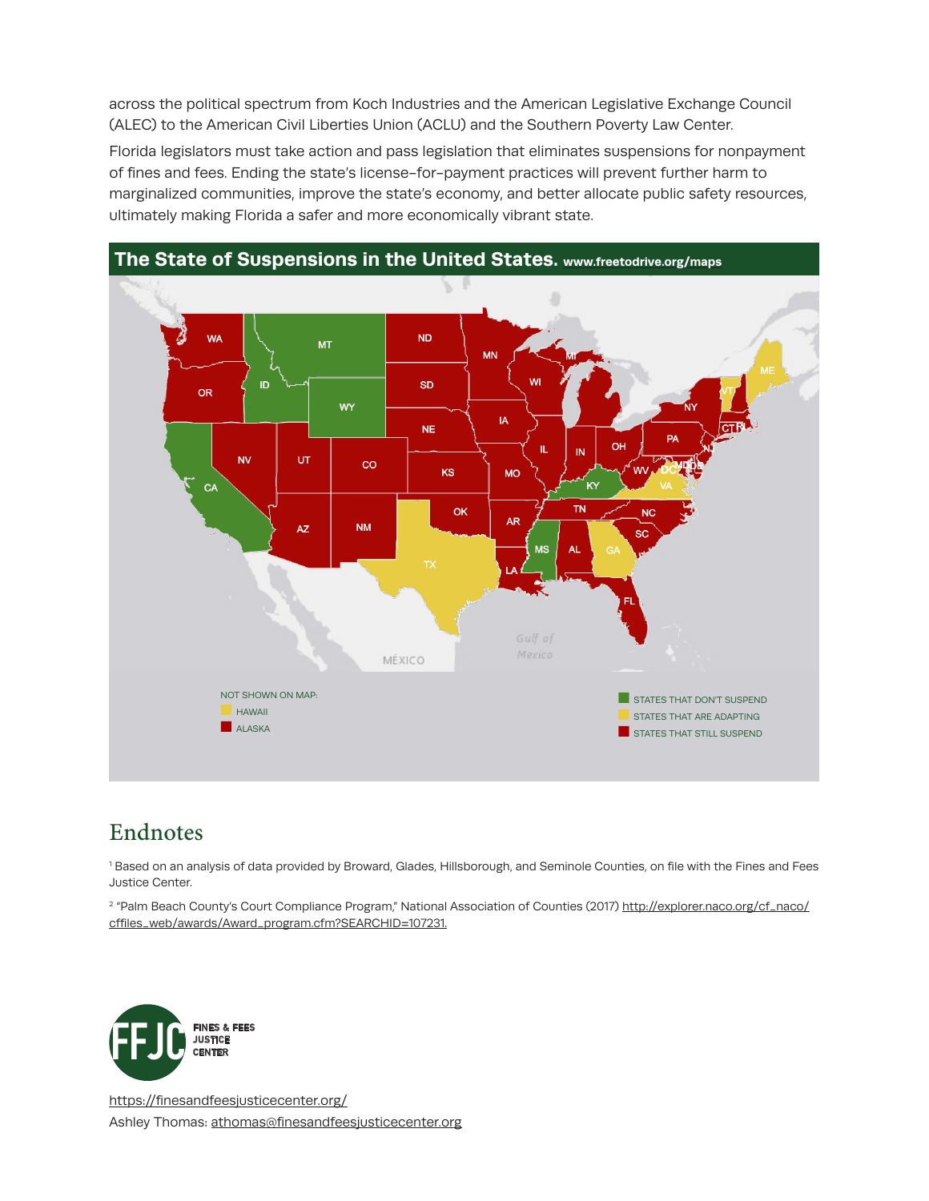across the political spectrum from Koch Industries and the American Legislative Exchange Council (ALEC) to the American Civil Liberties Union (ACLU) and the Southern Poverty Law Center.

Florida legislators must take action and pass legislation that eliminates suspensions for nonpayment of fines and fees. Ending the state's license-for-payment practices will prevent further harm to marginalized communities, improve the state's economy, and better allocate public safety resources, ultimately making Florida a safer and more economically vibrant state.

**The State of Suspensions in the United States.** www.freetodrive.org/maps

WA, OR, CA, ID, MT, WY, NV, UT, CO, AZ, NM, ND, SD, NE, KS, OK, TX, MN, IA, MO, AR, LA, WI, IL, MI, IN, OH, KY, TN, MS, AL, GA, FL, SC, NC, VA, WV, PA, NY, VT, ME, NJ, CT, RI, MD, DE, DC

MÉXICO

Gulf of Mexico

NOT SHOWN ON MAP:
HAWAII
ALASKA

STATES THAT DON'T SUSPEND
STATES THAT ARE ADAPTING
STATES THAT STILL SUSPEND

## Endnotes

[1] Based on an analysis of data provided by Broward, Glades, Hillsborough, and Seminole Counties, on file with the Fines and Fees Justice Center.

[2] "Palm Beach County's Court Compliance Program," National Association of Counties (2017) http://explorer.naco.org/cf_naco/cffiles_web/awards/Award_program.cfm?SEARCHID=107231.

FFJC FINES & FEES JUSTICE CENTER

https://finesandfeesjusticecenter.org/
Ashley Thomas: athomas@finesandfeesjusticecenter.org